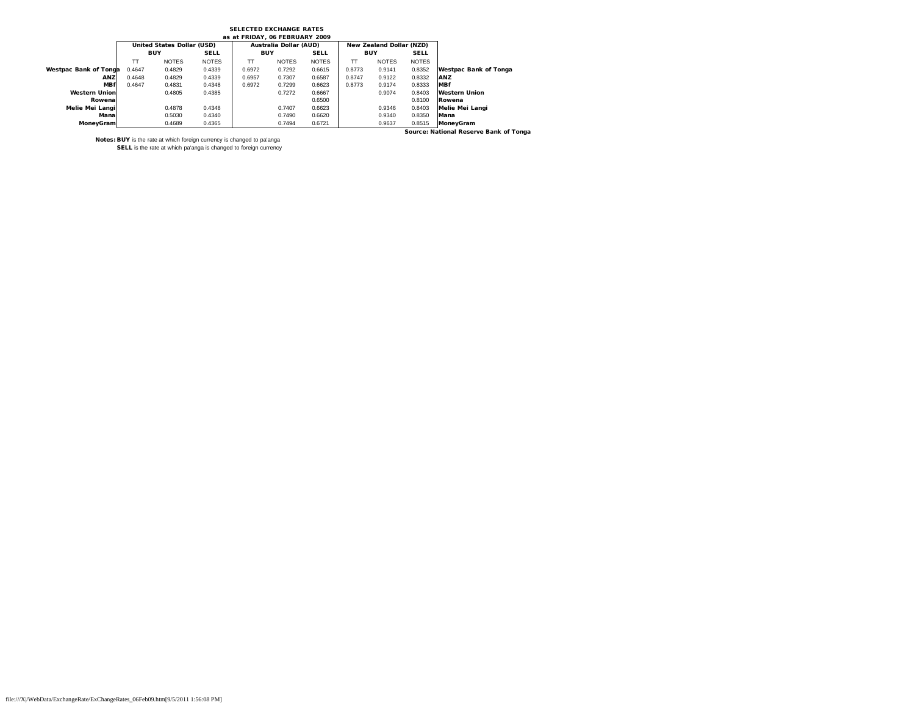**SELECTED EXCHANGE RATES**
**as at FRIDAY, 06 FEBRUARY 2009**

| | United States Dollar (USD) | | | Australia Dollar (AUD) | | | New Zealand Dollar (NZD) | | | |
|---|---|---|---|---|---|---|---|---|---|---|
| | BUY | | SELL | BUY | | SELL | BUY | | SELL | |
| | TT | NOTES | NOTES | TT | NOTES | NOTES | TT | NOTES | NOTES | |
| **Westpac Bank of Tonga** | 0.4647 | 0.4829 | 0.4339 | 0.6972 | 0.7292 | 0.6615 | 0.8773 | 0.9141 | 0.8352 | **Westpac Bank of Tonga** |
| **ANZ** | 0.4648 | 0.4829 | 0.4339 | 0.6957 | 0.7307 | 0.6587 | 0.8747 | 0.9122 | 0.8332 | **ANZ** |
| **MBf** | 0.4647 | 0.4831 | 0.4348 | 0.6972 | 0.7299 | 0.6623 | 0.8773 | 0.9174 | 0.8333 | **MBf** |
| **Western Union** | | 0.4805 | 0.4385 | | 0.7272 | 0.6667 | | 0.9074 | 0.8403 | **Western Union** |
| **Rowena** | | | | | | 0.6500 | | | 0.8100 | **Rowena** |
| **Melie Mei Langi** | | 0.4878 | 0.4348 | | 0.7407 | 0.6623 | | 0.9346 | 0.8403 | **Melie Mei Langi** |
| **Mana** | | 0.5030 | 0.4340 | | 0.7490 | 0.6620 | | 0.9340 | 0.8350 | **Mana** |
| **MoneyGram** | | 0.4689 | 0.4365 | | 0.7494 | 0.6721 | | 0.9637 | 0.8515 | **MoneyGram** |

**Source: National Reserve Bank of Tonga**

**Notes: BUY** is the rate at which foreign currency is changed to pa'anga

**SELL** is the rate at which pa'anga is changed to foreign currency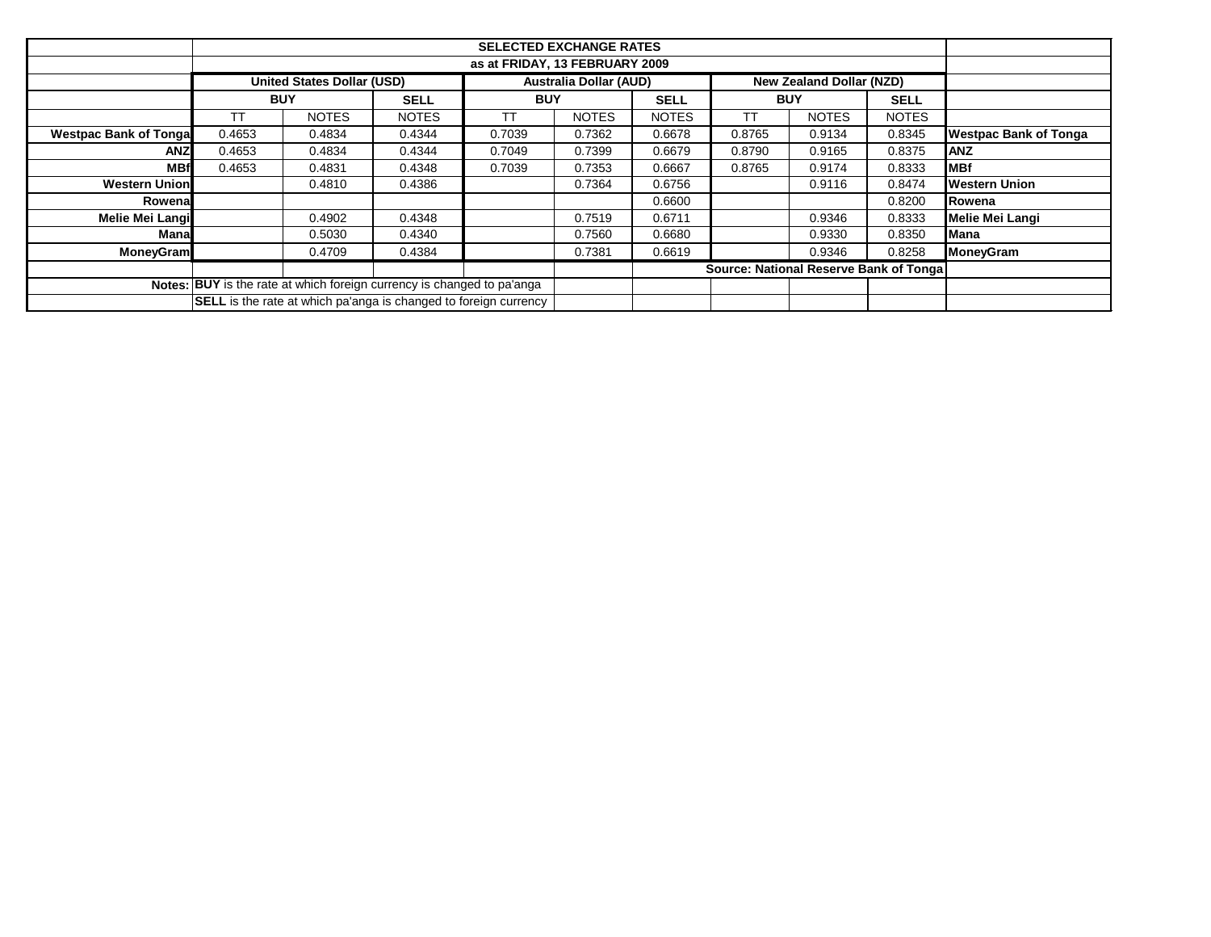| | SELECTED EXCHANGE RATES | | | | | | | | | |
|---|---|---|---|---|---|---|---|---|---|---|
| | as at FRIDAY, 13 FEBRUARY 2009 | | | | | | | | | |
| | United States Dollar (USD) | | | Australia Dollar (AUD) | | | New Zealand Dollar (NZD) | | | |
| | BUY | | SELL | BUY | | SELL | BUY | | SELL | |
| | TT | NOTES | NOTES | TT | NOTES | NOTES | TT | NOTES | NOTES | |
| **Westpac Bank of Tonga** | 0.4653 | 0.4834 | 0.4344 | 0.7039 | 0.7362 | 0.6678 | 0.8765 | 0.9134 | 0.8345 | **Westpac Bank of Tonga** |
| **ANZ** | 0.4653 | 0.4834 | 0.4344 | 0.7049 | 0.7399 | 0.6679 | 0.8790 | 0.9165 | 0.8375 | **ANZ** |
| **MBf** | 0.4653 | 0.4831 | 0.4348 | 0.7039 | 0.7353 | 0.6667 | 0.8765 | 0.9174 | 0.8333 | **MBf** |
| **Western Union** | | 0.4810 | 0.4386 | | 0.7364 | 0.6756 | | 0.9116 | 0.8474 | **Western Union** |
| **Rowena** | | | | | | 0.6600 | | | 0.8200 | **Rowena** |
| **Melie Mei Langi** | | 0.4902 | 0.4348 | | 0.7519 | 0.6711 | | 0.9346 | 0.8333 | **Melie Mei Langi** |
| **Mana** | | 0.5030 | 0.4340 | | 0.7560 | 0.6680 | | 0.9330 | 0.8350 | **Mana** |
| **MoneyGram** | | 0.4709 | 0.4384 | | 0.7381 | 0.6619 | | 0.9346 | 0.8258 | **MoneyGram** |
| | | | | | | | **Source: National Reserve Bank of Tonga** | | | |
| **Notes:** | **BUY** is the rate at which foreign currency is changed to pa'anga | | | | | | | | | |
| | **SELL** is the rate at which pa'anga is changed to foreign currency | | | | | | | | | |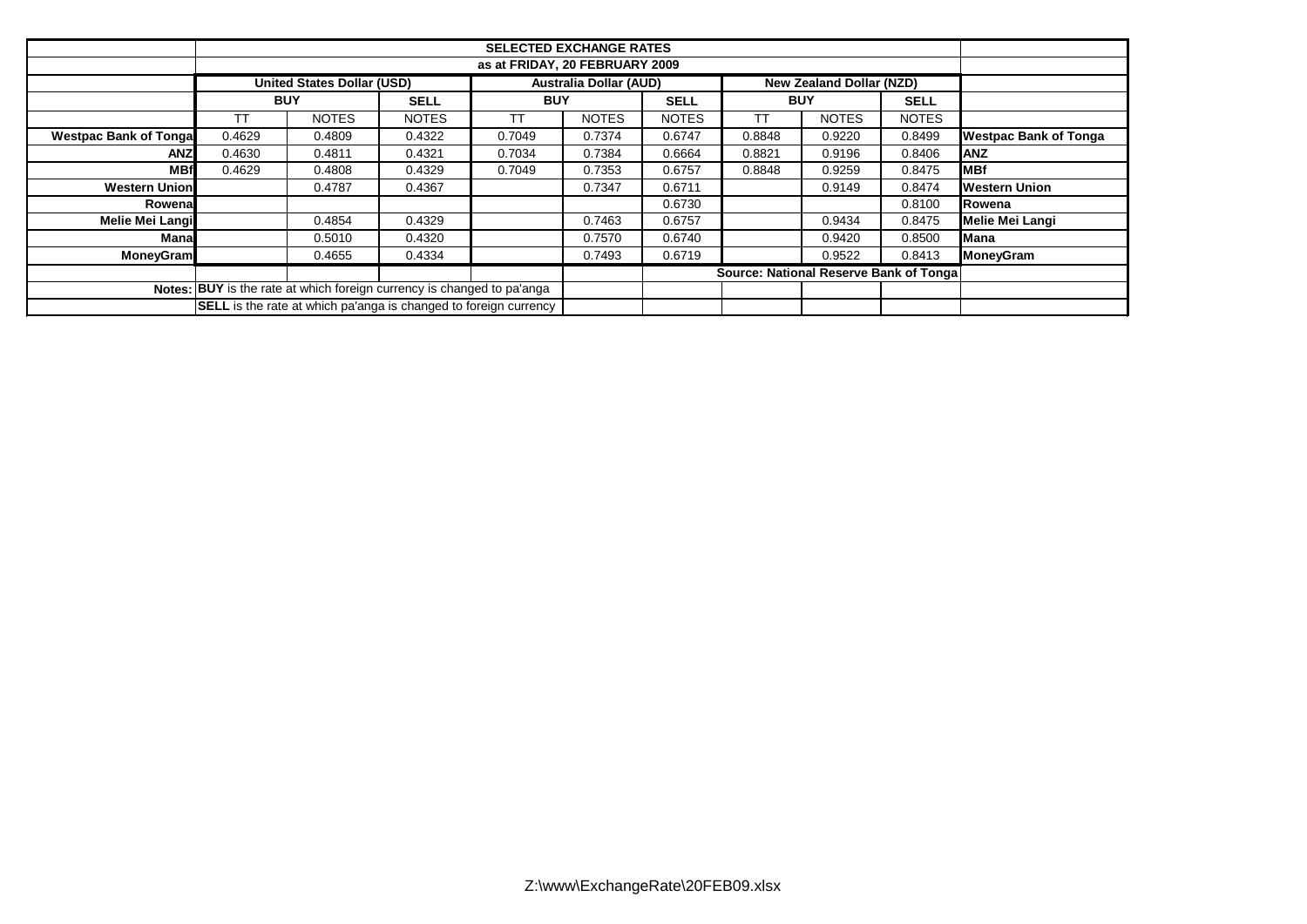| | SELECTED EXCHANGE RATES | | | | | | | | | |
|---|---|---|---|---|---|---|---|---|---|---|
| | as at FRIDAY, 20 FEBRUARY 2009 | | | | | | | | | |
| | United States Dollar (USD) | | | Australia Dollar (AUD) | | | New Zealand Dollar (NZD) | | | |
| | BUY | | SELL | BUY | | SELL | BUY | | SELL | |
| | TT | NOTES | NOTES | TT | NOTES | NOTES | TT | NOTES | NOTES | |
| **Westpac Bank of Tonga** | 0.4629 | 0.4809 | 0.4322 | 0.7049 | 0.7374 | 0.6747 | 0.8848 | 0.9220 | 0.8499 | **Westpac Bank of Tonga** |
| **ANZ** | 0.4630 | 0.4811 | 0.4321 | 0.7034 | 0.7384 | 0.6664 | 0.8821 | 0.9196 | 0.8406 | **ANZ** |
| **MBf** | 0.4629 | 0.4808 | 0.4329 | 0.7049 | 0.7353 | 0.6757 | 0.8848 | 0.9259 | 0.8475 | **MBf** |
| **Western Union** | | 0.4787 | 0.4367 | | 0.7347 | 0.6711 | | 0.9149 | 0.8474 | **Western Union** |
| **Rowena** | | | | | | 0.6730 | | | 0.8100 | **Rowena** |
| **Melie Mei Langi** | | 0.4854 | 0.4329 | | 0.7463 | 0.6757 | | 0.9434 | 0.8475 | **Melie Mei Langi** |
| **Mana** | | 0.5010 | 0.4320 | | 0.7570 | 0.6740 | | 0.9420 | 0.8500 | **Mana** |
| **MoneyGram** | | 0.4655 | 0.4334 | | 0.7493 | 0.6719 | | 0.9522 | 0.8413 | **MoneyGram** |
| | | | | | | Source: National Reserve Bank of Tonga | | | | |
| Notes: | **BUY** is the rate at which foreign currency is changed to pa'anga | | | | | | | | | |
| | **SELL** is the rate at which pa'anga is changed to foreign currency | | | | | | | | | |

Z:\www\ExchangeRate\20FEB09.xlsx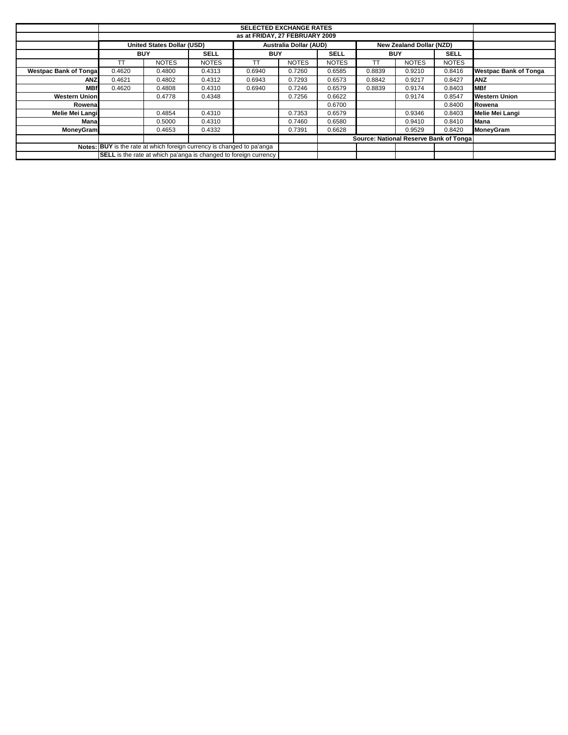| | SELECTED EXCHANGE RATES | | | | | | | | | |
|---|---|---|---|---|---|---|---|---|---|---|
| | as at FRIDAY, 27 FEBRUARY 2009 | | | | | | | | | |
| | United States Dollar (USD) | | | Australia Dollar (AUD) | | | New Zealand Dollar (NZD) | | | |
| | BUY | | SELL | BUY | | SELL | BUY | | SELL | |
| | TT | NOTES | NOTES | TT | NOTES | NOTES | TT | NOTES | NOTES | |
| Westpac Bank of Tonga | 0.4620 | 0.4800 | 0.4313 | 0.6940 | 0.7260 | 0.6585 | 0.8839 | 0.9210 | 0.8416 | Westpac Bank of Tonga |
| ANZ | 0.4621 | 0.4802 | 0.4312 | 0.6943 | 0.7293 | 0.6573 | 0.8842 | 0.9217 | 0.8427 | ANZ |
| MBf | 0.4620 | 0.4808 | 0.4310 | 0.6940 | 0.7246 | 0.6579 | 0.8839 | 0.9174 | 0.8403 | MBf |
| Western Union | | 0.4778 | 0.4348 | | 0.7256 | 0.6622 | | 0.9174 | 0.8547 | Western Union |
| Rowena | | | | | | 0.6700 | | | 0.8400 | Rowena |
| Melie Mei Langi | | 0.4854 | 0.4310 | | 0.7353 | 0.6579 | | 0.9346 | 0.8403 | Melie Mei Langi |
| Mana | | 0.5000 | 0.4310 | | 0.7460 | 0.6580 | | 0.9410 | 0.8410 | Mana |
| MoneyGram | | 0.4653 | 0.4332 | | 0.7391 | 0.6628 | | 0.9529 | 0.8420 | MoneyGram |
| | | | | | | Source: National Reserve Bank of Tonga | | | | |
| Notes: | **BUY** is the rate at which foreign currency is changed to pa'anga | | | | | | | | | |
| | **SELL** is the rate at which pa'anga is changed to foreign currency | | | | | | | | | |